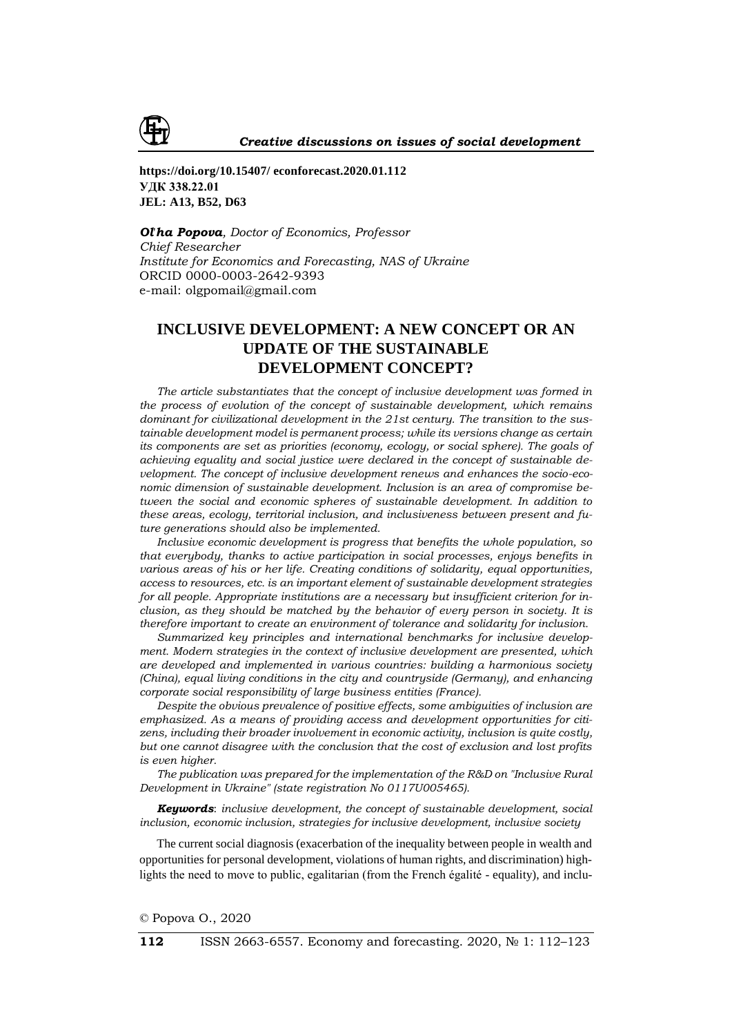**https://doi.org/10.15407/ econforecast.2020.01.112**
**УДК 338.22.01**
**JEL: A13, B52, D63**

***Ol'ha Popova****, Doctor of Economics, Professor*
*Chief Researcher*
*Institute for Economics and Forecasting, NAS of Ukraine*
ORCID 0000-0003-2642-9393
e-mail: olgpomail@gmail.com

# INCLUSIVE DEVELOPMENT: A NEW CONCEPT OR AN UPDATE OF THE SUSTAINABLE DEVELOPMENT CONCEPT?

*The article substantiates that the concept of inclusive development was formed in the process of evolution of the concept of sustainable development, which remains dominant for civilizational development in the 21st century. The transition to the sustainable development model is permanent process; while its versions change as certain its components are set as priorities (economy, ecology, or social sphere). The goals of achieving equality and social justice were declared in the concept of sustainable development. The concept of inclusive development renews and enhances the socio-economic dimension of sustainable development. Inclusion is an area of compromise between the social and economic spheres of sustainable development. In addition to these areas, ecology, territorial inclusion, and inclusiveness between present and future generations should also be implemented.*

*Inclusive economic development is progress that benefits the whole population, so that everybody, thanks to active participation in social processes, enjoys benefits in various areas of his or her life. Creating conditions of solidarity, equal opportunities, access to resources, etc. is an important element of sustainable development strategies for all people. Appropriate institutions are a necessary but insufficient criterion for inclusion, as they should be matched by the behavior of every person in society. It is therefore important to create an environment of tolerance and solidarity for inclusion.*

*Summarized key principles and international benchmarks for inclusive development. Modern strategies in the context of inclusive development are presented, which are developed and implemented in various countries: building a harmonious society (China), equal living conditions in the city and countryside (Germany), and enhancing corporate social responsibility of large business entities (France).*

*Despite the obvious prevalence of positive effects, some ambiguities of inclusion are emphasized. As a means of providing access and development opportunities for citizens, including their broader involvement in economic activity, inclusion is quite costly, but one cannot disagree with the conclusion that the cost of exclusion and lost profits is even higher.*

*The publication was prepared for the implementation of the R&D on "Inclusive Rural Development in Ukraine" (state registration No 0117U005465).*

***Keywords***: *inclusive development, the concept of sustainable development, social inclusion, economic inclusion, strategies for inclusive development, inclusive society*

The current social diagnosis (exacerbation of the inequality between people in wealth and opportunities for personal development, violations of human rights, and discrimination) highlights the need to move to public, egalitarian (from the French égalité - equality), and inclu-

© Popova O., 2020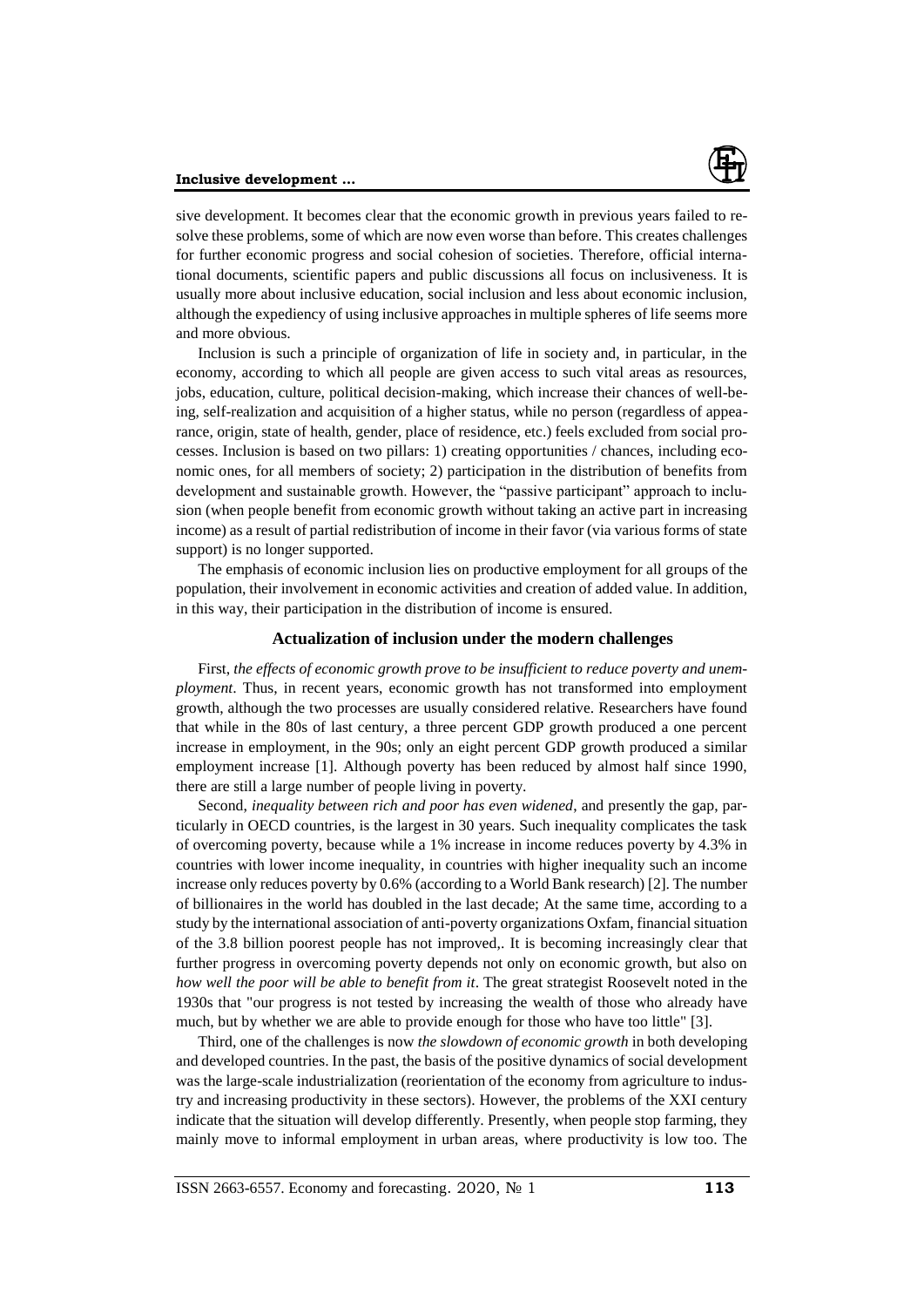sive development. It becomes clear that the economic growth in previous years failed to resolve these problems, some of which are now even worse than before. This creates challenges for further economic progress and social cohesion of societies. Therefore, official international documents, scientific papers and public discussions all focus on inclusiveness. It is usually more about inclusive education, social inclusion and less about economic inclusion, although the expediency of using inclusive approaches in multiple spheres of life seems more and more obvious.

Inclusion is such a principle of organization of life in society and, in particular, in the economy, according to which all people are given access to such vital areas as resources, jobs, education, culture, political decision-making, which increase their chances of well-being, self-realization and acquisition of a higher status, while no person (regardless of appearance, origin, state of health, gender, place of residence, etc.) feels excluded from social processes. Inclusion is based on two pillars: 1) creating opportunities / chances, including economic ones, for all members of society; 2) participation in the distribution of benefits from development and sustainable growth. However, the "passive participant" approach to inclusion (when people benefit from economic growth without taking an active part in increasing income) as a result of partial redistribution of income in their favor (via various forms of state support) is no longer supported.

The emphasis of economic inclusion lies on productive employment for all groups of the population, their involvement in economic activities and creation of added value. In addition, in this way, their participation in the distribution of income is ensured.

## Actualization of inclusion under the modern challenges

First, *the effects of economic growth prove to be insufficient to reduce poverty and unemployment*. Thus, in recent years, economic growth has not transformed into employment growth, although the two processes are usually considered relative. Researchers have found that while in the 80s of last century, a three percent GDP growth produced a one percent increase in employment, in the 90s; only an eight percent GDP growth produced a similar employment increase [1]. Although poverty has been reduced by almost half since 1990, there are still a large number of people living in poverty.

Second, *inequality between rich and poor has even widened*, and presently the gap, particularly in OECD countries, is the largest in 30 years. Such inequality complicates the task of overcoming poverty, because while a 1% increase in income reduces poverty by 4.3% in countries with lower income inequality, in countries with higher inequality such an income increase only reduces poverty by 0.6% (according to a World Bank research) [2]. The number of billionaires in the world has doubled in the last decade; At the same time, according to a study by the international association of anti-poverty organizations Oxfam, financial situation of the 3.8 billion poorest people has not improved,. It is becoming increasingly clear that further progress in overcoming poverty depends not only on economic growth, but also on *how well the poor will be able to benefit from it*. The great strategist Roosevelt noted in the 1930s that "our progress is not tested by increasing the wealth of those who already have much, but by whether we are able to provide enough for those who have too little" [3].

Third, one of the challenges is now *the slowdown of economic growth* in both developing and developed countries. In the past, the basis of the positive dynamics of social development was the large-scale industrialization (reorientation of the economy from agriculture to industry and increasing productivity in these sectors). However, the problems of the XXI century indicate that the situation will develop differently. Presently, when people stop farming, they mainly move to informal employment in urban areas, where productivity is low too. The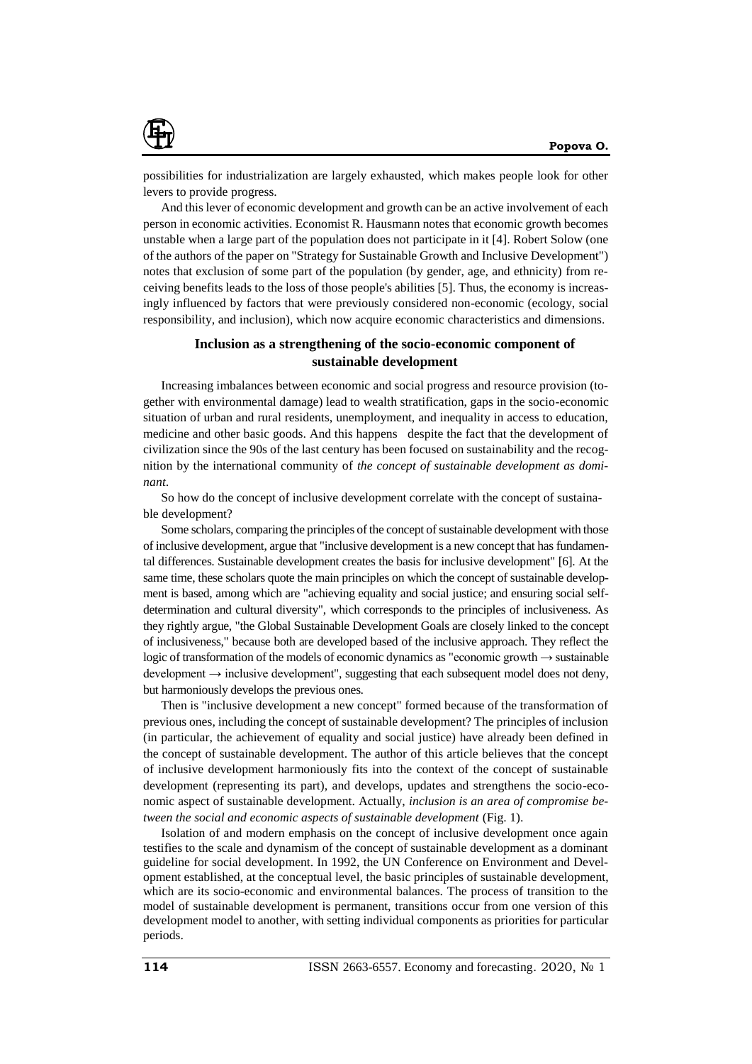possibilities for industrialization are largely exhausted, which makes people look for other levers to provide progress.

And this lever of economic development and growth can be an active involvement of each person in economic activities. Economist R. Hausmann notes that economic growth becomes unstable when a large part of the population does not participate in it [4]. Robert Solow (one of the authors of the paper on "Strategy for Sustainable Growth and Inclusive Development") notes that exclusion of some part of the population (by gender, age, and ethnicity) from receiving benefits leads to the loss of those people's abilities [5]. Thus, the economy is increasingly influenced by factors that were previously considered non-economic (ecology, social responsibility, and inclusion), which now acquire economic characteristics and dimensions.

## Inclusion as a strengthening of the socio-economic component of sustainable development

Increasing imbalances between economic and social progress and resource provision (together with environmental damage) lead to wealth stratification, gaps in the socio-economic situation of urban and rural residents, unemployment, and inequality in access to education, medicine and other basic goods. And this happens despite the fact that the development of civilization since the 90s of the last century has been focused on sustainability and the recognition by the international community of *the concept of sustainable development as dominant*.

So how do the concept of inclusive development correlate with the concept of sustainable development?

Some scholars, comparing the principles of the concept of sustainable development with those of inclusive development, argue that "inclusive development is a new concept that has fundamental differences. Sustainable development creates the basis for inclusive development" [6]. At the same time, these scholars quote the main principles on which the concept of sustainable development is based, among which are "achieving equality and social justice; and ensuring social self-determination and cultural diversity", which corresponds to the principles of inclusiveness. As they rightly argue, "the Global Sustainable Development Goals are closely linked to the concept of inclusiveness," because both are developed based of the inclusive approach. They reflect the logic of transformation of the models of economic dynamics as "economic growth → sustainable development → inclusive development", suggesting that each subsequent model does not deny, but harmoniously develops the previous ones.

Then is "inclusive development a new concept" formed because of the transformation of previous ones, including the concept of sustainable development? The principles of inclusion (in particular, the achievement of equality and social justice) have already been defined in the concept of sustainable development. The author of this article believes that the concept of inclusive development harmoniously fits into the context of the concept of sustainable development (representing its part), and develops, updates and strengthens the socio-economic aspect of sustainable development. Actually, *inclusion is an area of compromise between the social and economic aspects of sustainable development* (Fig. 1).

Isolation of and modern emphasis on the concept of inclusive development once again testifies to the scale and dynamism of the concept of sustainable development as a dominant guideline for social development. In 1992, the UN Conference on Environment and Development established, at the conceptual level, the basic principles of sustainable development, which are its socio-economic and environmental balances. The process of transition to the model of sustainable development is permanent, transitions occur from one version of this development model to another, with setting individual components as priorities for particular periods.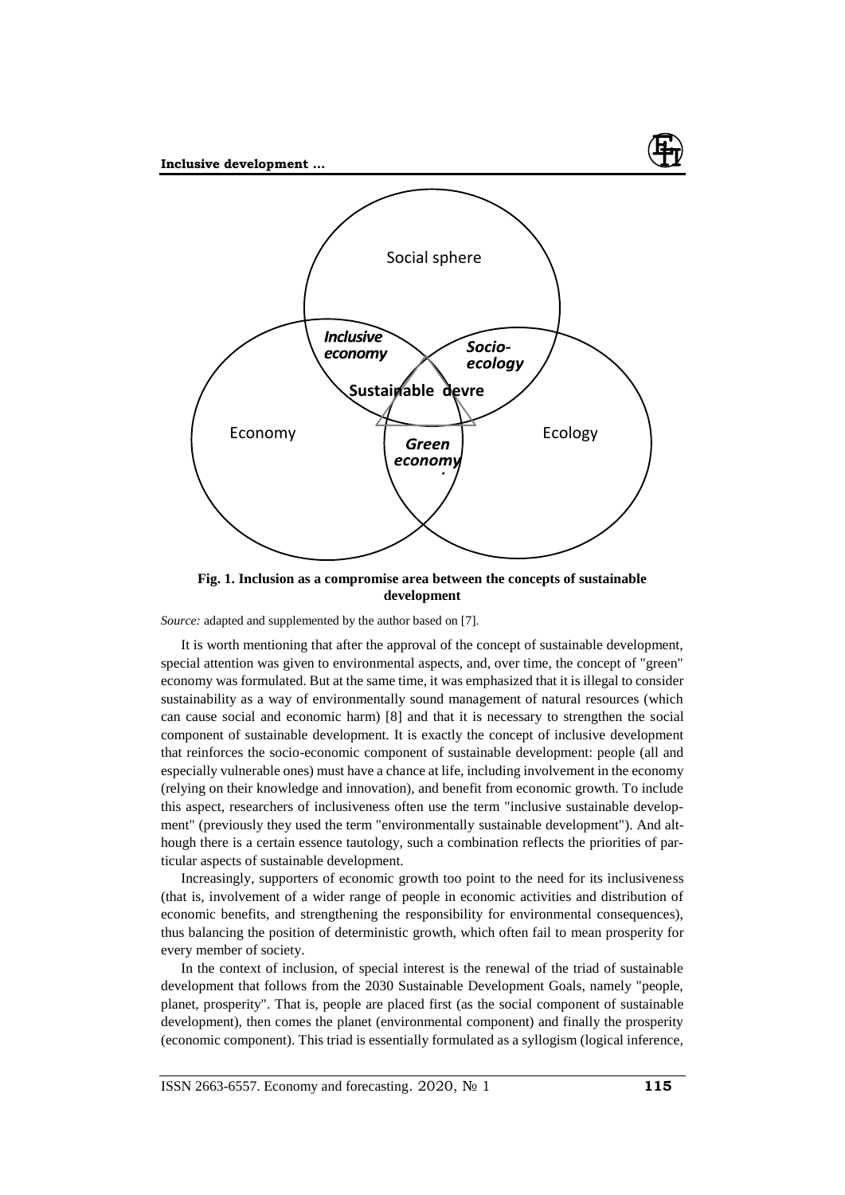Social sphere

Economy

Ecology

***Inclusive economy***

***Socio-ecology***

**Sustainable devre**

***Green economy***

**Fig. 1. Inclusion as a compromise area between the concepts of sustainable development**

*Source:* adapted and supplemented by the author based on [7].

It is worth mentioning that after the approval of the concept of sustainable development, special attention was given to environmental aspects, and, over time, the concept of "green" economy was formulated. But at the same time, it was emphasized that it is illegal to consider sustainability as a way of environmentally sound management of natural resources (which can cause social and economic harm) [8] and that it is necessary to strengthen the social component of sustainable development. It is exactly the concept of inclusive development that reinforces the socio-economic component of sustainable development: people (all and especially vulnerable ones) must have a chance at life, including involvement in the economy (relying on their knowledge and innovation), and benefit from economic growth. To include this aspect, researchers of inclusiveness often use the term "inclusive sustainable development" (previously they used the term "environmentally sustainable development"). And although there is a certain essence tautology, such a combination reflects the priorities of particular aspects of sustainable development.

Increasingly, supporters of economic growth too point to the need for its inclusiveness (that is, involvement of a wider range of people in economic activities and distribution of economic benefits, and strengthening the responsibility for environmental consequences), thus balancing the position of deterministic growth, which often fail to mean prosperity for every member of society.

In the context of inclusion, of special interest is the renewal of the triad of sustainable development that follows from the 2030 Sustainable Development Goals, namely "people, planet, prosperity". That is, people are placed first (as the social component of sustainable development), then comes the planet (environmental component) and finally the prosperity (economic component). This triad is essentially formulated as a syllogism (logical inference,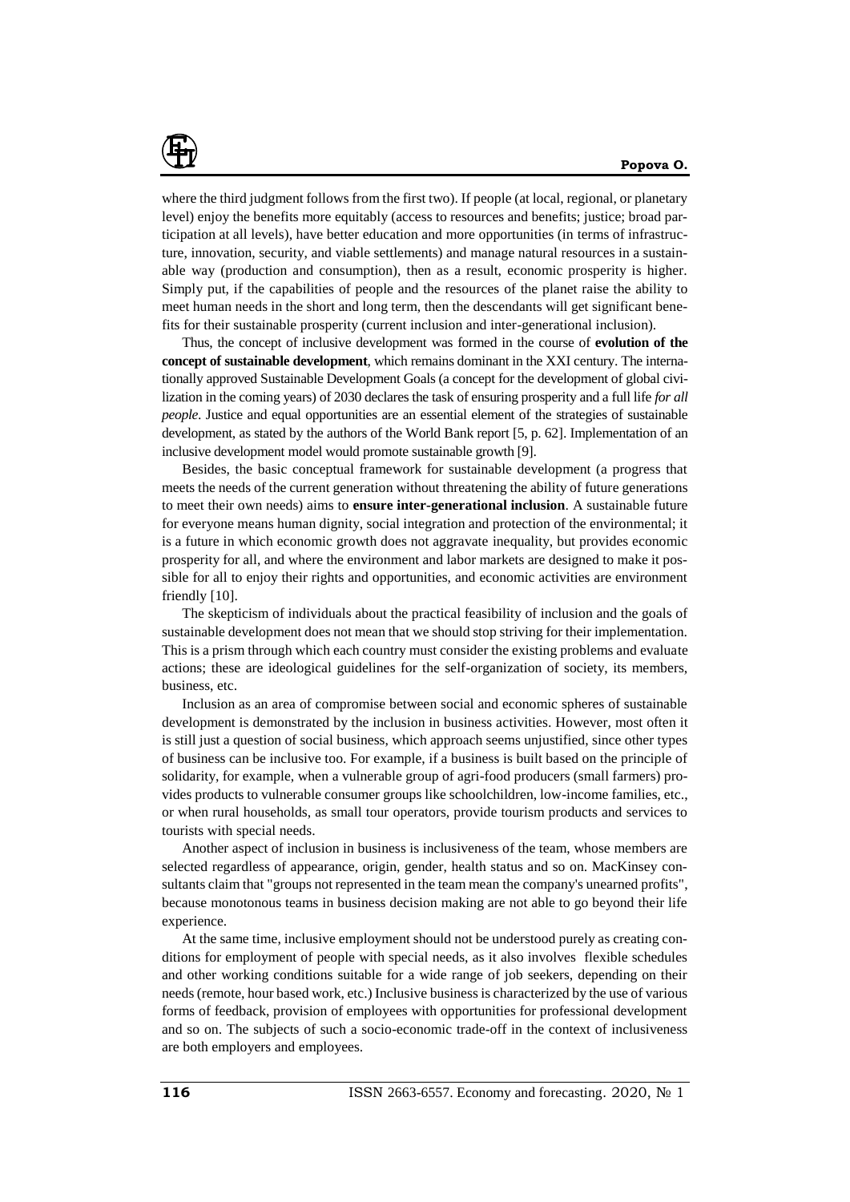where the third judgment follows from the first two). If people (at local, regional, or planetary level) enjoy the benefits more equitably (access to resources and benefits; justice; broad participation at all levels), have better education and more opportunities (in terms of infrastructure, innovation, security, and viable settlements) and manage natural resources in a sustainable way (production and consumption), then as a result, economic prosperity is higher. Simply put, if the capabilities of people and the resources of the planet raise the ability to meet human needs in the short and long term, then the descendants will get significant benefits for their sustainable prosperity (current inclusion and inter-generational inclusion).

Thus, the concept of inclusive development was formed in the course of **evolution of the concept of sustainable development**, which remains dominant in the XXI century. The internationally approved Sustainable Development Goals (a concept for the development of global civilization in the coming years) of 2030 declares the task of ensuring prosperity and a full life *for all people*. Justice and equal opportunities are an essential element of the strategies of sustainable development, as stated by the authors of the World Bank report [5, p. 62]. Implementation of an inclusive development model would promote sustainable growth [9].

Besides, the basic conceptual framework for sustainable development (a progress that meets the needs of the current generation without threatening the ability of future generations to meet their own needs) aims to **ensure inter-generational inclusion**. A sustainable future for everyone means human dignity, social integration and protection of the environmental; it is a future in which economic growth does not aggravate inequality, but provides economic prosperity for all, and where the environment and labor markets are designed to make it possible for all to enjoy their rights and opportunities, and economic activities are environment friendly [10].

The skepticism of individuals about the practical feasibility of inclusion and the goals of sustainable development does not mean that we should stop striving for their implementation. This is a prism through which each country must consider the existing problems and evaluate actions; these are ideological guidelines for the self-organization of society, its members, business, etc.

Inclusion as an area of compromise between social and economic spheres of sustainable development is demonstrated by the inclusion in business activities. However, most often it is still just a question of social business, which approach seems unjustified, since other types of business can be inclusive too. For example, if a business is built based on the principle of solidarity, for example, when a vulnerable group of agri-food producers (small farmers) provides products to vulnerable consumer groups like schoolchildren, low-income families, etc., or when rural households, as small tour operators, provide tourism products and services to tourists with special needs.

Another aspect of inclusion in business is inclusiveness of the team, whose members are selected regardless of appearance, origin, gender, health status and so on. MacKinsey consultants claim that "groups not represented in the team mean the company's unearned profits", because monotonous teams in business decision making are not able to go beyond their life experience.

At the same time, inclusive employment should not be understood purely as creating conditions for employment of people with special needs, as it also involves flexible schedules and other working conditions suitable for a wide range of job seekers, depending on their needs (remote, hour based work, etc.) Inclusive business is characterized by the use of various forms of feedback, provision of employees with opportunities for professional development and so on. The subjects of such a socio-economic trade-off in the context of inclusiveness are both employers and employees.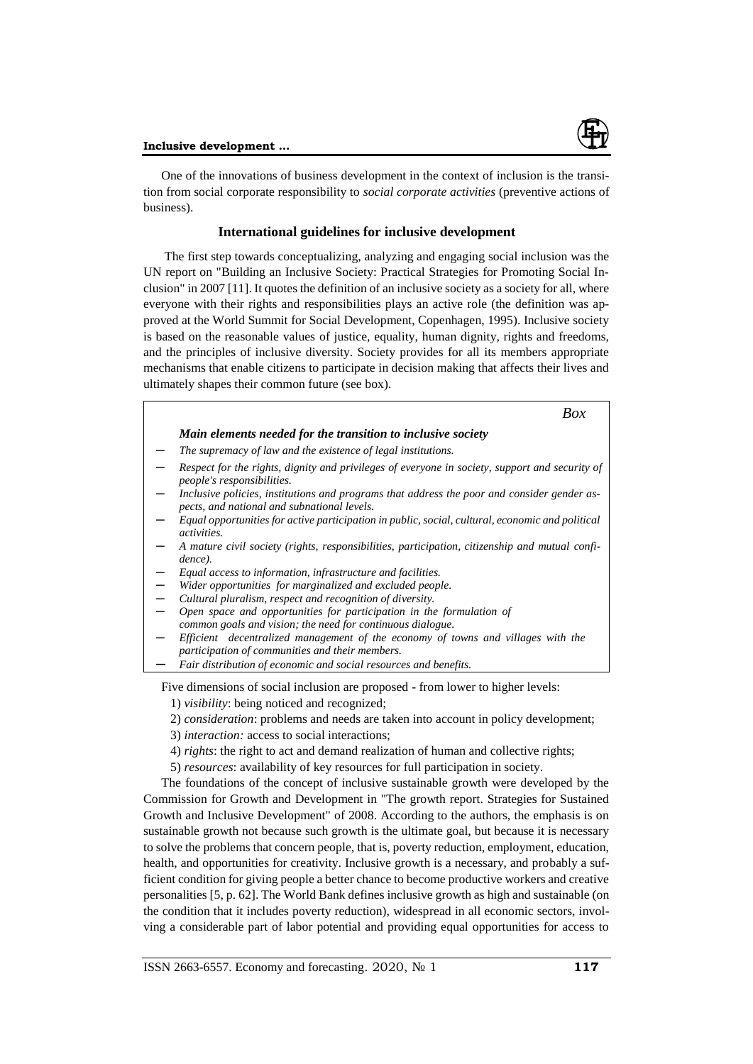One of the innovations of business development in the context of inclusion is the transition from social corporate responsibility to *social corporate activities* (preventive actions of business).

## International guidelines for inclusive development

The first step towards conceptualizing, analyzing and engaging social inclusion was the UN report on "Building an Inclusive Society: Practical Strategies for Promoting Social Inclusion" in 2007 [11]. It quotes the definition of an inclusive society as a society for all, where everyone with their rights and responsibilities plays an active role (the definition was approved at the World Summit for Social Development, Copenhagen, 1995). Inclusive society is based on the reasonable values of justice, equality, human dignity, rights and freedoms, and the principles of inclusive diversity. Society provides for all its members appropriate mechanisms that enable citizens to participate in decision making that affects their lives and ultimately shapes their common future (see box).

*Box*

***Main elements needed for the transition to inclusive society***

- *The supremacy of law and the existence of legal institutions.*
- *Respect for the rights, dignity and privileges of everyone in society, support and security of people's responsibilities.*
- *Inclusive policies, institutions and programs that address the poor and consider gender aspects, and national and subnational levels.*
- *Equal opportunities for active participation in public, social, cultural, economic and political activities.*
- *A mature civil society (rights, responsibilities, participation, citizenship and mutual confidence).*
- *Equal access to information, infrastructure and facilities.*
- *Wider opportunities for marginalized and excluded people.*
- *Cultural pluralism, respect and recognition of diversity.*
- *Open space and opportunities for participation in the formulation of common goals and vision; the need for continuous dialogue.*
- *Efficient decentralized management of the economy of towns and villages with the participation of communities and their members.*
- *Fair distribution of economic and social resources and benefits.*

Five dimensions of social inclusion are proposed - from lower to higher levels:

1) *visibility*: being noticed and recognized;
2) *consideration*: problems and needs are taken into account in policy development;
3) *interaction:* access to social interactions;
4) *rights*: the right to act and demand realization of human and collective rights;
5) *resources*: availability of key resources for full participation in society.

The foundations of the concept of inclusive sustainable growth were developed by the Commission for Growth and Development in "The growth report. Strategies for Sustained Growth and Inclusive Development" of 2008. According to the authors, the emphasis is on sustainable growth not because such growth is the ultimate goal, but because it is necessary to solve the problems that concern people, that is, poverty reduction, employment, education, health, and opportunities for creativity. Inclusive growth is a necessary, and probably a sufficient condition for giving people a better chance to become productive workers and creative personalities [5, p. 62]. The World Bank defines inclusive growth as high and sustainable (on the condition that it includes poverty reduction), widespread in all economic sectors, involving a considerable part of labor potential and providing equal opportunities for access to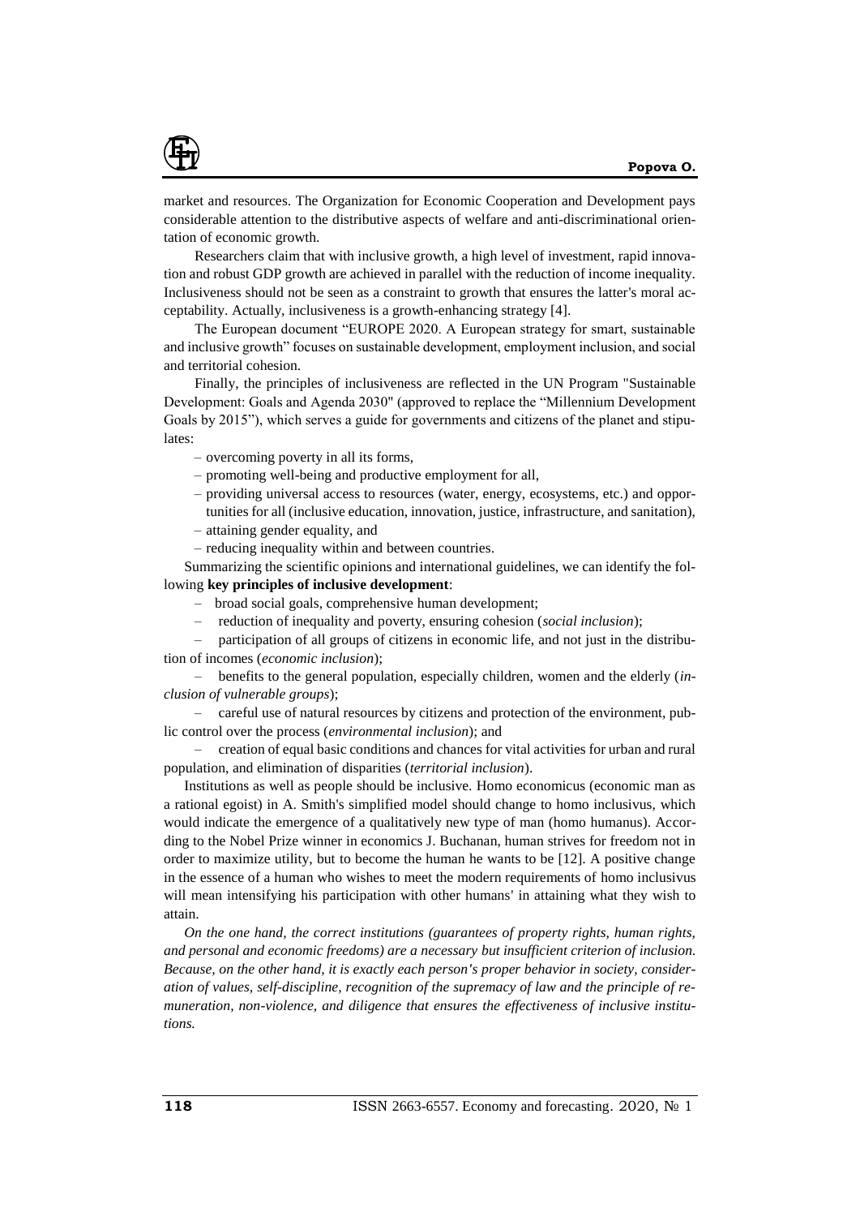market and resources. The Organization for Economic Cooperation and Development pays considerable attention to the distributive aspects of welfare and anti-discriminational orientation of economic growth.

Researchers claim that with inclusive growth, a high level of investment, rapid innovation and robust GDP growth are achieved in parallel with the reduction of income inequality. Inclusiveness should not be seen as a constraint to growth that ensures the latter's moral acceptability. Actually, inclusiveness is a growth-enhancing strategy [4].

The European document "EUROPE 2020. A European strategy for smart, sustainable and inclusive growth" focuses on sustainable development, employment inclusion, and social and territorial cohesion.

Finally, the principles of inclusiveness are reflected in the UN Program "Sustainable Development: Goals and Agenda 2030" (approved to replace the "Millennium Development Goals by 2015"), which serves a guide for governments and citizens of the planet and stipulates:

- overcoming poverty in all its forms,
- promoting well-being and productive employment for all,
- providing universal access to resources (water, energy, ecosystems, etc.) and opportunities for all (inclusive education, innovation, justice, infrastructure, and sanitation),
- attaining gender equality, and
- reducing inequality within and between countries.

Summarizing the scientific opinions and international guidelines, we can identify the following **key principles of inclusive development**:

- broad social goals, comprehensive human development;
- reduction of inequality and poverty, ensuring cohesion (*social inclusion*);
- participation of all groups of citizens in economic life, and not just in the distribution of incomes (*economic inclusion*);
- benefits to the general population, especially children, women and the elderly (*inclusion of vulnerable groups*);
- careful use of natural resources by citizens and protection of the environment, public control over the process (*environmental inclusion*); and
- creation of equal basic conditions and chances for vital activities for urban and rural population, and elimination of disparities (*territorial inclusion*).

Institutions as well as people should be inclusive. Homo economicus (economic man as a rational egoist) in A. Smith's simplified model should change to homo inclusivus, which would indicate the emergence of a qualitatively new type of man (homo humanus). According to the Nobel Prize winner in economics J. Buchanan, human strives for freedom not in order to maximize utility, but to become the human he wants to be [12]. A positive change in the essence of a human who wishes to meet the modern requirements of homo inclusivus will mean intensifying his participation with other humans' in attaining what they wish to attain.

*On the one hand, the correct institutions (guarantees of property rights, human rights, and personal and economic freedoms) are a necessary but insufficient criterion of inclusion. Because, on the other hand, it is exactly each person's proper behavior in society, consideration of values, self-discipline, recognition of the supremacy of law and the principle of remuneration, non-violence, and diligence that ensures the effectiveness of inclusive institutions.*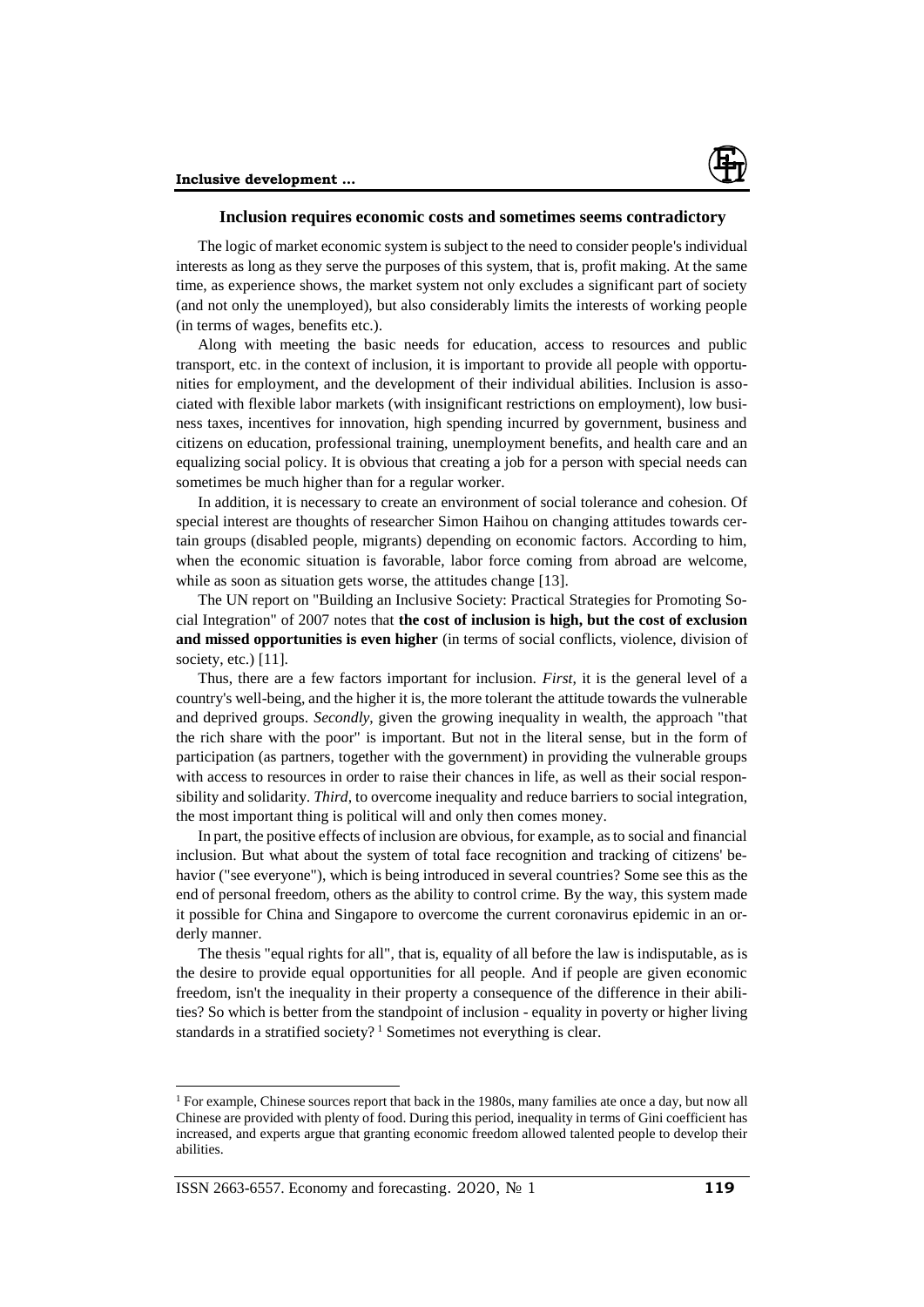### Inclusion requires economic costs and sometimes seems contradictory

The logic of market economic system is subject to the need to consider people's individual interests as long as they serve the purposes of this system, that is, profit making. At the same time, as experience shows, the market system not only excludes a significant part of society (and not only the unemployed), but also considerably limits the interests of working people (in terms of wages, benefits etc.).

Along with meeting the basic needs for education, access to resources and public transport, etc. in the context of inclusion, it is important to provide all people with opportunities for employment, and the development of their individual abilities. Inclusion is associated with flexible labor markets (with insignificant restrictions on employment), low business taxes, incentives for innovation, high spending incurred by government, business and citizens on education, professional training, unemployment benefits, and health care and an equalizing social policy. It is obvious that creating a job for a person with special needs can sometimes be much higher than for a regular worker.

In addition, it is necessary to create an environment of social tolerance and cohesion. Of special interest are thoughts of researcher Simon Haihou on changing attitudes towards certain groups (disabled people, migrants) depending on economic factors. According to him, when the economic situation is favorable, labor force coming from abroad are welcome, while as soon as situation gets worse, the attitudes change [13].

The UN report on "Building an Inclusive Society: Practical Strategies for Promoting Social Integration" of 2007 notes that **the cost of inclusion is high, but the cost of exclusion and missed opportunities is even higher** (in terms of social conflicts, violence, division of society, etc.) [11].

Thus, there are a few factors important for inclusion. *First*, it is the general level of a country's well-being, and the higher it is, the more tolerant the attitude towards the vulnerable and deprived groups. *Secondly*, given the growing inequality in wealth, the approach "that the rich share with the poor" is important. But not in the literal sense, but in the form of participation (as partners, together with the government) in providing the vulnerable groups with access to resources in order to raise their chances in life, as well as their social responsibility and solidarity. *Third*, to overcome inequality and reduce barriers to social integration, the most important thing is political will and only then comes money.

In part, the positive effects of inclusion are obvious, for example, as to social and financial inclusion. But what about the system of total face recognition and tracking of citizens' behavior ("see everyone"), which is being introduced in several countries? Some see this as the end of personal freedom, others as the ability to control crime. By the way, this system made it possible for China and Singapore to overcome the current coronavirus epidemic in an orderly manner.

The thesis "equal rights for all", that is, equality of all before the law is indisputable, as is the desire to provide equal opportunities for all people. And if people are given economic freedom, isn't the inequality in their property a consequence of the difference in their abilities? So which is better from the standpoint of inclusion - equality in poverty or higher living standards in a stratified society? [1] Sometimes not everything is clear.

---

[1] For example, Chinese sources report that back in the 1980s, many families ate once a day, but now all Chinese are provided with plenty of food. During this period, inequality in terms of Gini coefficient has increased, and experts argue that granting economic freedom allowed talented people to develop their abilities.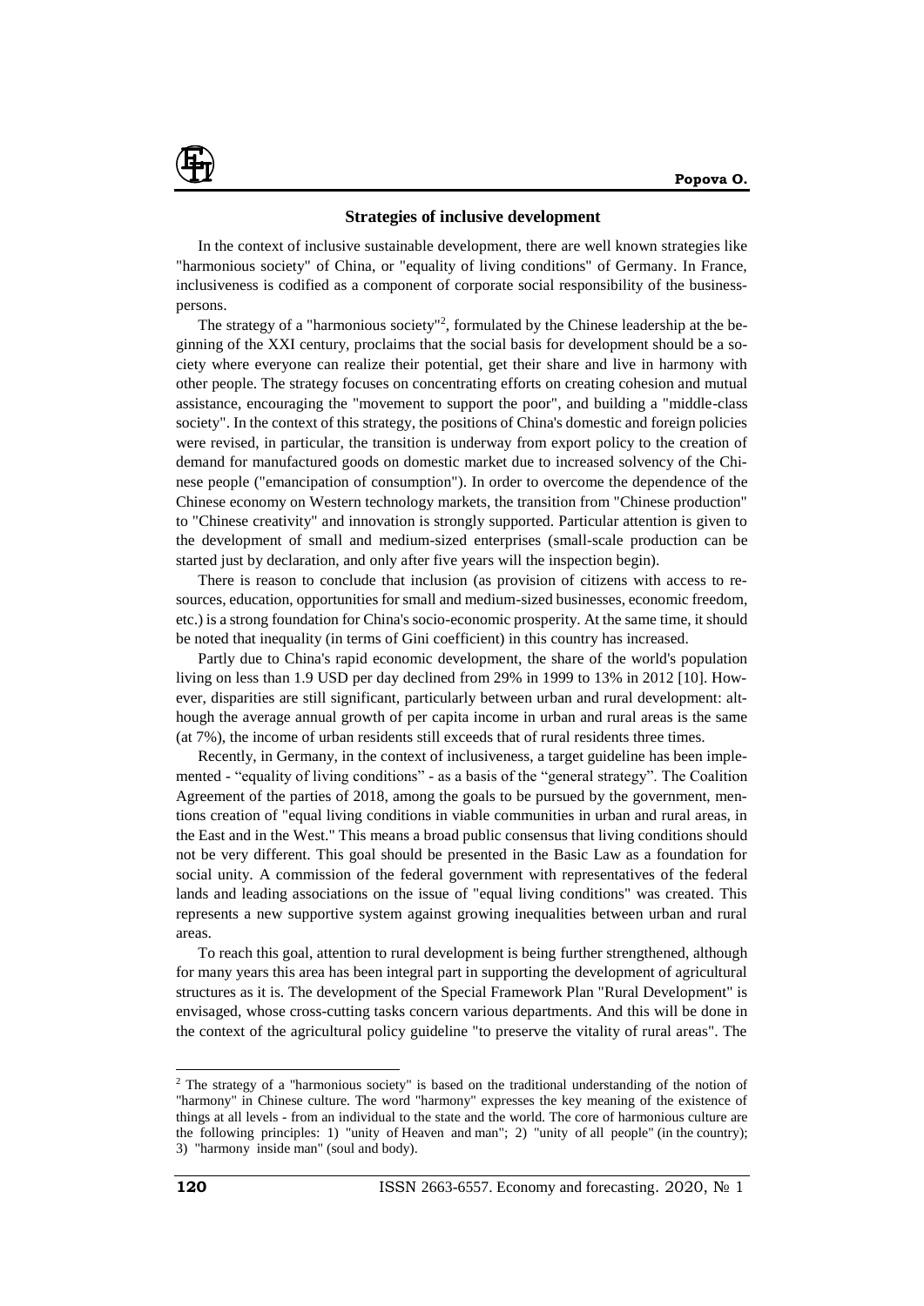## Strategies of inclusive development

In the context of inclusive sustainable development, there are well known strategies like "harmonious society" of China, or "equality of living conditions" of Germany. In France, inclusiveness is codified as a component of corporate social responsibility of the businesspersons.

The strategy of a "harmonious society"[2], formulated by the Chinese leadership at the beginning of the XXI century, proclaims that the social basis for development should be a society where everyone can realize their potential, get their share and live in harmony with other people. The strategy focuses on concentrating efforts on creating cohesion and mutual assistance, encouraging the "movement to support the poor", and building a "middle-class society". In the context of this strategy, the positions of China's domestic and foreign policies were revised, in particular, the transition is underway from export policy to the creation of demand for manufactured goods on domestic market due to increased solvency of the Chinese people ("emancipation of consumption"). In order to overcome the dependence of the Chinese economy on Western technology markets, the transition from "Chinese production" to "Chinese creativity" and innovation is strongly supported. Particular attention is given to the development of small and medium-sized enterprises (small-scale production can be started just by declaration, and only after five years will the inspection begin).

There is reason to conclude that inclusion (as provision of citizens with access to resources, education, opportunities for small and medium-sized businesses, economic freedom, etc.) is a strong foundation for China's socio-economic prosperity. At the same time, it should be noted that inequality (in terms of Gini coefficient) in this country has increased.

Partly due to China's rapid economic development, the share of the world's population living on less than 1.9 USD per day declined from 29% in 1999 to 13% in 2012 [10]. However, disparities are still significant, particularly between urban and rural development: although the average annual growth of per capita income in urban and rural areas is the same (at 7%), the income of urban residents still exceeds that of rural residents three times.

Recently, in Germany, in the context of inclusiveness, a target guideline has been implemented - "equality of living conditions" - as a basis of the "general strategy". The Coalition Agreement of the parties of 2018, among the goals to be pursued by the government, mentions creation of "equal living conditions in viable communities in urban and rural areas, in the East and in the West." This means a broad public consensus that living conditions should not be very different. This goal should be presented in the Basic Law as a foundation for social unity. A commission of the federal government with representatives of the federal lands and leading associations on the issue of "equal living conditions" was created. This represents a new supportive system against growing inequalities between urban and rural areas.

To reach this goal, attention to rural development is being further strengthened, although for many years this area has been integral part in supporting the development of agricultural structures as it is. The development of the Special Framework Plan "Rural Development" is envisaged, whose cross-cutting tasks concern various departments. And this will be done in the context of the agricultural policy guideline "to preserve the vitality of rural areas". The

---

[2] The strategy of a "harmonious society" is based on the traditional understanding of the notion of "harmony" in Chinese culture. The word "harmony" expresses the key meaning of the existence of things at all levels - from an individual to the state and the world. The core of harmonious culture are the following principles: 1) "unity of Heaven and man"; 2) "unity of all people" (in the country); 3) "harmony inside man" (soul and body).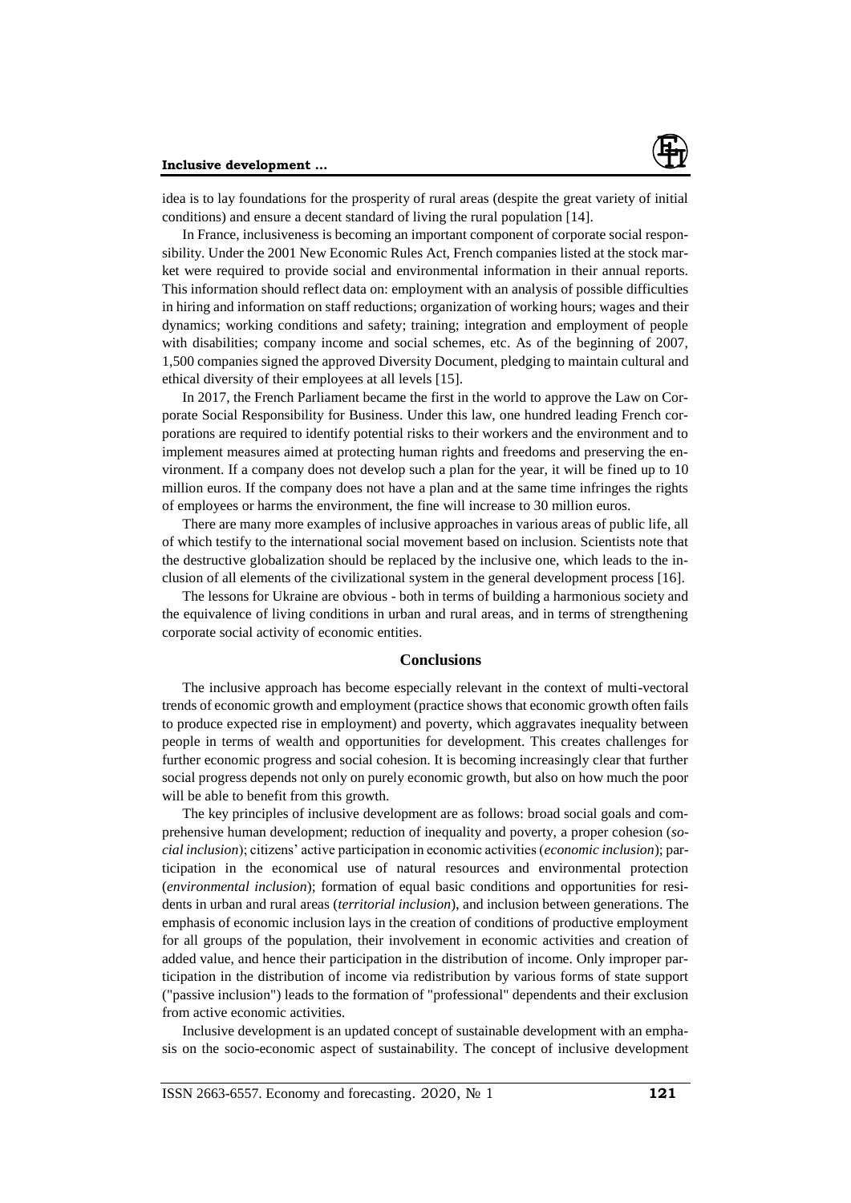idea is to lay foundations for the prosperity of rural areas (despite the great variety of initial conditions) and ensure a decent standard of living the rural population [14].

In France, inclusiveness is becoming an important component of corporate social responsibility. Under the 2001 New Economic Rules Act, French companies listed at the stock market were required to provide social and environmental information in their annual reports. This information should reflect data on: employment with an analysis of possible difficulties in hiring and information on staff reductions; organization of working hours; wages and their dynamics; working conditions and safety; training; integration and employment of people with disabilities; company income and social schemes, etc. As of the beginning of 2007, 1,500 companies signed the approved Diversity Document, pledging to maintain cultural and ethical diversity of their employees at all levels [15].

In 2017, the French Parliament became the first in the world to approve the Law on Corporate Social Responsibility for Business. Under this law, one hundred leading French corporations are required to identify potential risks to their workers and the environment and to implement measures aimed at protecting human rights and freedoms and preserving the environment. If a company does not develop such a plan for the year, it will be fined up to 10 million euros. If the company does not have a plan and at the same time infringes the rights of employees or harms the environment, the fine will increase to 30 million euros.

There are many more examples of inclusive approaches in various areas of public life, all of which testify to the international social movement based on inclusion. Scientists note that the destructive globalization should be replaced by the inclusive one, which leads to the inclusion of all elements of the civilizational system in the general development process [16].

The lessons for Ukraine are obvious - both in terms of building a harmonious society and the equivalence of living conditions in urban and rural areas, and in terms of strengthening corporate social activity of economic entities.

## Conclusions

The inclusive approach has become especially relevant in the context of multi-vectoral trends of economic growth and employment (practice shows that economic growth often fails to produce expected rise in employment) and poverty, which aggravates inequality between people in terms of wealth and opportunities for development. This creates challenges for further economic progress and social cohesion. It is becoming increasingly clear that further social progress depends not only on purely economic growth, but also on how much the poor will be able to benefit from this growth.

The key principles of inclusive development are as follows: broad social goals and comprehensive human development; reduction of inequality and poverty, a proper cohesion (*social inclusion*); citizens' active participation in economic activities (*economic inclusion*); participation in the economical use of natural resources and environmental protection (*environmental inclusion*); formation of equal basic conditions and opportunities for residents in urban and rural areas (*territorial inclusion*), and inclusion between generations. The emphasis of economic inclusion lays in the creation of conditions of productive employment for all groups of the population, their involvement in economic activities and creation of added value, and hence their participation in the distribution of income. Only improper participation in the distribution of income via redistribution by various forms of state support ("passive inclusion") leads to the formation of "professional" dependents and their exclusion from active economic activities.

Inclusive development is an updated concept of sustainable development with an emphasis on the socio-economic aspect of sustainability. The concept of inclusive development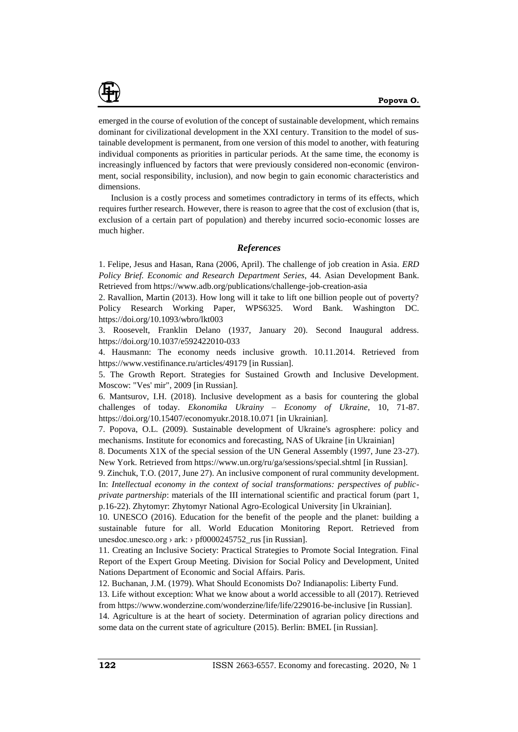emerged in the course of evolution of the concept of sustainable development, which remains dominant for civilizational development in the XXI century. Transition to the model of sustainable development is permanent, from one version of this model to another, with featuring individual components as priorities in particular periods. At the same time, the economy is increasingly influenced by factors that were previously considered non-economic (environment, social responsibility, inclusion), and now begin to gain economic characteristics and dimensions.

Inclusion is a costly process and sometimes contradictory in terms of its effects, which requires further research. However, there is reason to agree that the cost of exclusion (that is, exclusion of a certain part of population) and thereby incurred socio-economic losses are much higher.

### *References*

1. Felipe, Jesus and Hasan, Rana (2006, April). The challenge of job creation in Asia. *ERD Policy Brief. Economic and Research Department Series*, 44. Asian Development Bank. Retrieved from https://www.adb.org/publications/challenge-job-creation-asia
2. Ravallion, Martin (2013). How long will it take to lift one billion people out of poverty? Policy Research Working Paper, WPS6325. Word Bank. Washington DC. https://doi.org/10.1093/wbro/lkt003
3. Roosevelt, Franklin Delano (1937, January 20). Second Inaugural address. https://doi.org/10.1037/e592422010-033
4. Hausmann: The economy needs inclusive growth. 10.11.2014. Retrieved from https://www.vestifinance.ru/articles/49179 [in Russian].
5. The Growth Report. Strategies for Sustained Growth and Inclusive Development. Moscow: "Ves' mir", 2009 [in Russian].
6. Mantsurov, I.H. (2018). Inclusive development as a basis for countering the global challenges of today. *Ekonomika Ukrainy – Economy of Ukraine*, 10, 71-87. https://doi.org/10.15407/economyukr.2018.10.071 [in Ukrainian].
7. Popova, O.L. (2009). Sustainable development of Ukraine's agrosphere: policy and mechanisms. Institute for economics and forecasting, NAS of Ukraine [in Ukrainian]
8. Documents X1X of the special session of the UN General Assembly (1997, June 23-27). New York. Retrieved from https://www.un.org/ru/ga/sessions/special.shtml [in Russian].
9. Zinchuk, T.O. (2017, June 27). An inclusive component of rural community development. In: *Intellectual economy in the context of social transformations: perspectives of public-private partnership*: materials of the III international scientific and practical forum (part 1, p.16-22). Zhytomyr: Zhytomyr National Agro-Ecological University [in Ukrainian].
10. UNESCO (2016). Education for the benefit of the people and the planet: building a sustainable future for all. World Education Monitoring Report. Retrieved from unesdoc.unesco.org › ark: › pf0000245752_rus [in Russian].
11. Creating an Inclusive Society: Practical Strategies to Promote Social Integration. Final Report of the Expert Group Meeting. Division for Social Policy and Development, United Nations Department of Economic and Social Affairs. Paris.
12. Buchanan, J.M. (1979). What Should Economists Do? Indianapolis: Liberty Fund.
13. Life without exception: What we know about a world accessible to all (2017). Retrieved from https://www.wonderzine.com/wonderzine/life/life/229016-be-inclusive [in Russian].
14. Agriculture is at the heart of society. Determination of agrarian policy directions and some data on the current state of agriculture (2015). Berlin: BMEL [in Russian].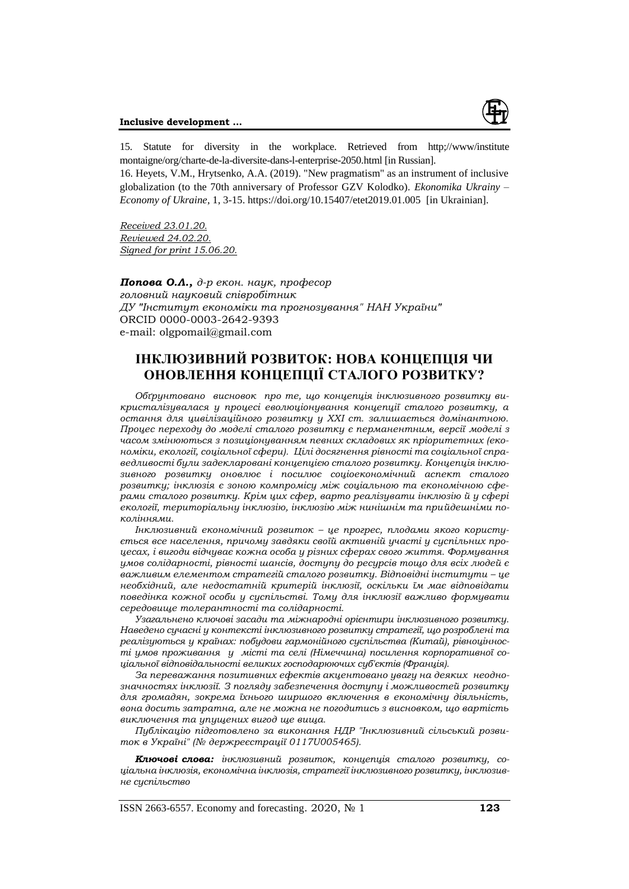15. Statute for diversity in the workplace. Retrieved from http;//www/institute montaigne/org/charte-de-la-diversite-dans-l-enterprise-2050.html [in Russian].

16. Heyets, V.M., Hrytsenko, A.A. (2019). "New pragmatism" as an instrument of inclusive globalization (to the 70th anniversary of Professor GZV Kolodko). *Ekonomika Ukrainy – Economy of Ukraine*, 1, 3-15. https://doi.org/10.15407/etet2019.01.005 [in Ukrainian].

*Received 23.01.20.*
*Reviewed 24.02.20.*
*Signed for print 15.06.20.*

***Попова О.Л.,*** *д-р екон. наук, професор*
*головний науковий співробітник*
*ДУ "Інститут економіки та прогнозування" НАН України"*
ORCID 0000-0003-2642-9393
e-mail: olgpomail@gmail.com

# ІНКЛЮЗИВНИЙ РОЗВИТОК: НОВА КОНЦЕПЦІЯ ЧИ ОНОВЛЕННЯ КОНЦЕПЦІЇ СТАЛОГО РОЗВИТКУ?

*Обґрунтовано висновок про те, що концепція інклюзивного розвитку викристалізувалася у процесі еволюціонування концепції сталого розвитку, а остання для цивілізаційного розвитку у XXI ст. залишається домінантною. Процес переходу до моделі сталого розвитку є перманентним, версії моделі з часом змінюються з позиціонуванням певних складових як пріоритетних (економіки, екології, соціальної сфери). Цілі досягнення рівності та соціальної справедливості були задекларовані концепцією сталого розвитку. Концепція інклюзивного розвитку оновлює і посилює соціоекономічний аспект сталого розвитку; інклюзія є зоною компромісу між соціальною та економічною сферами сталого розвитку. Крім цих сфер, варто реалізувати інклюзію й у сфері екології, територіальну інклюзію, інклюзію між нинішнім та прийдешніми поколіннями.*

*Інклюзивний економічний розвиток – це прогрес, плодами якого користується все населення, причому завдяки своїй активній участі у суспільних процесах, і вигоди відчуває кожна особа у різних сферах свого життя. Формування умов солідарності, рівності шансів, доступу до ресурсів тощо для всіх людей є важливим елементом стратегії сталого розвитку. Відповідні інститути – це необхідний, але недостатній критерій інклюзії, оскільки їм має відповідати поведінка кожної особи у суспільстві. Тому для інклюзії важливо формувати середовище толерантності та солідарності.*

*Узагальнено ключові засади та міжнародні орієнтири інклюзивного розвитку. Наведено сучасні у контексті інклюзивного розвитку стратегії, що розроблені та реалізуються у країнах: побудови гармонійного суспільства (Китай), рівноцінності умов проживання у місті та селі (Німеччина) посилення корпоративної соціальної відповідальності великих господарюючих суб'єктів (Франція).*

*За переважання позитивних ефектів акцентовано увагу на деяких неоднозначностях інклюзії. З погляду забезпечення доступу і можливостей розвитку для громадян, зокрема їхнього ширшого включення в економічну діяльність, вона досить затратна, але не можна не погодитись з висновком, що вартість виключення та упущених вигод ще вища.*

*Публікацію підготовлено за виконання НДР "Інклюзивний сільський розвиток в Україні" (№ держреєстрації 0117U005465).*

***Ключові слова:*** *інклюзивний розвиток, концепція сталого розвитку, соціальна інклюзія, економічна інклюзія, стратегії інклюзивного розвитку, інклюзивне суспільство*